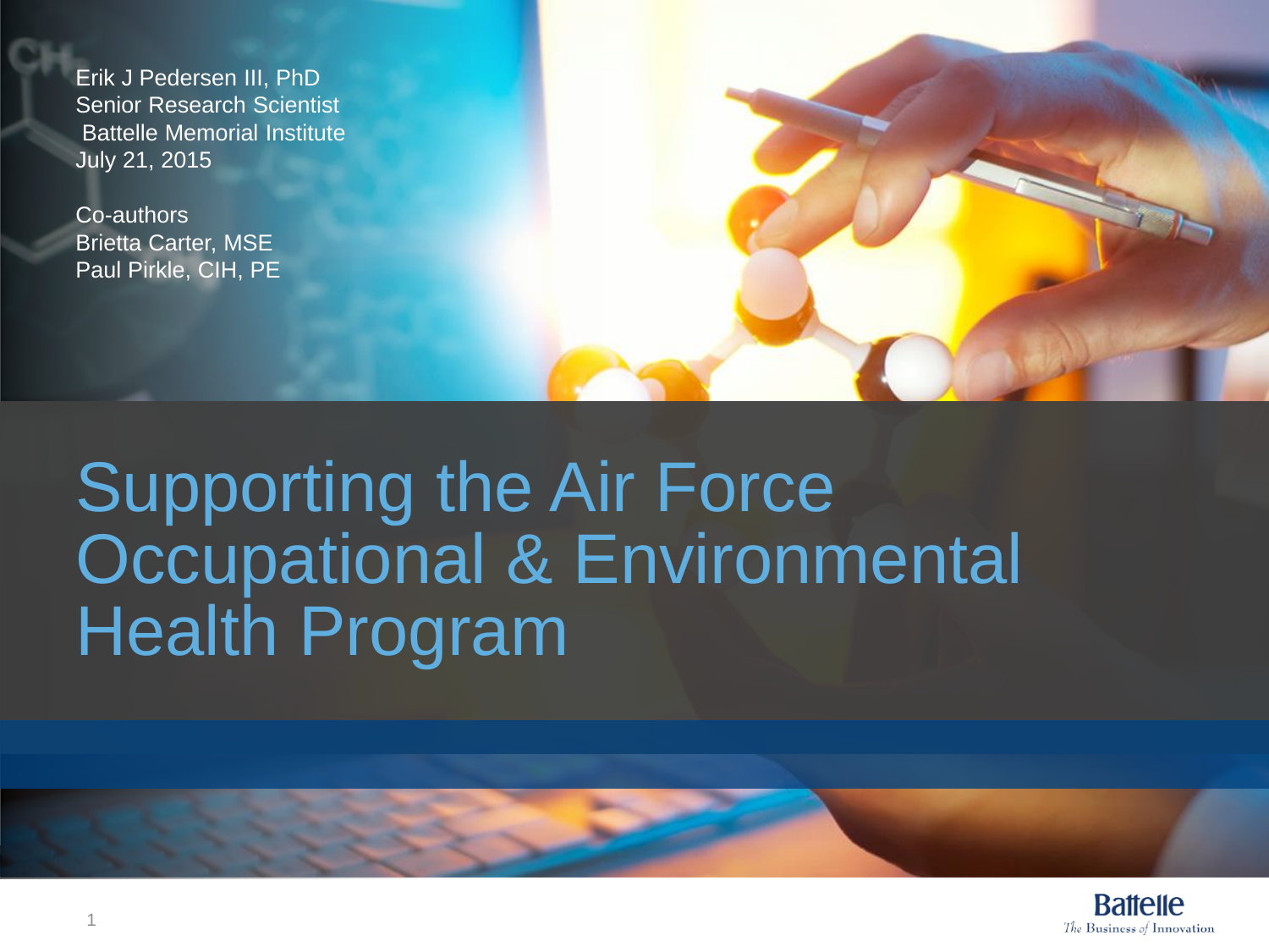# Supporting the Air Force Occupational & Environmental Health Program

Erik J Pedersen III, PhD
Senior Research Scientist
Battelle Memorial Institute
July 21, 2015

Co-authors
Brietta Carter, MSE
Paul Pirkle, CIH, PE

Battelle
The Business of Innovation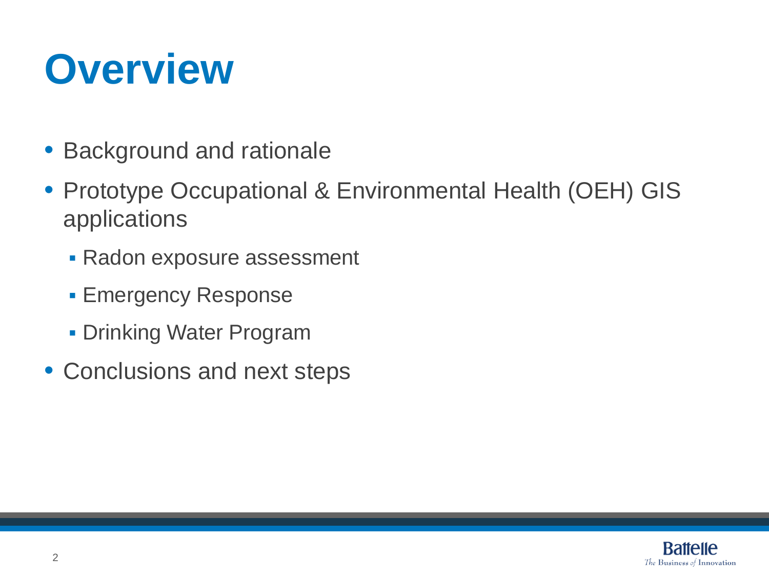# Overview

- Background and rationale
- Prototype Occupational & Environmental Health (OEH) GIS applications
  - Radon exposure assessment
  - Emergency Response
  - Drinking Water Program
- Conclusions and next steps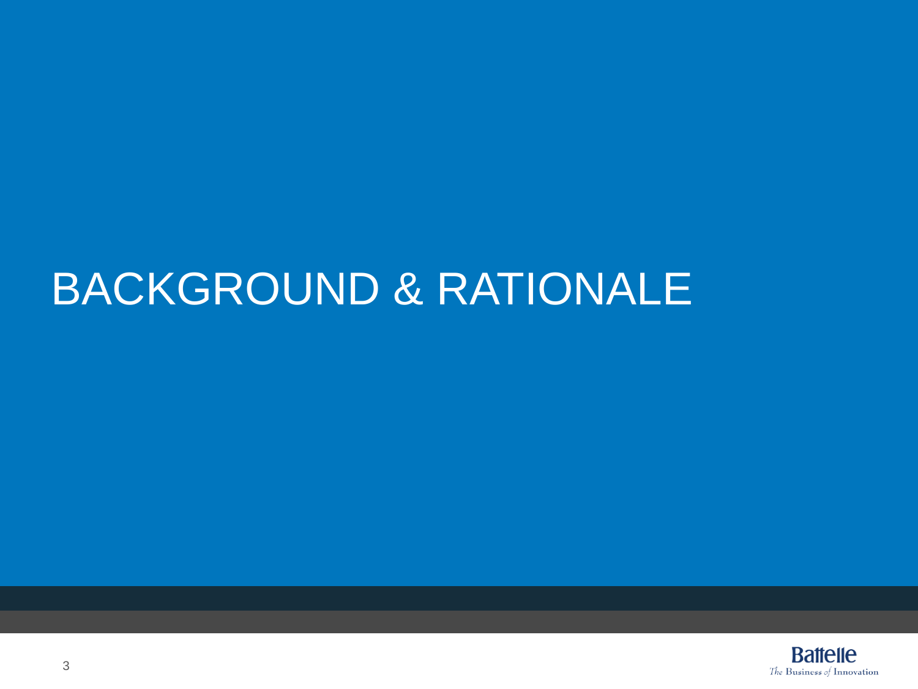# BACKGROUND & RATIONALE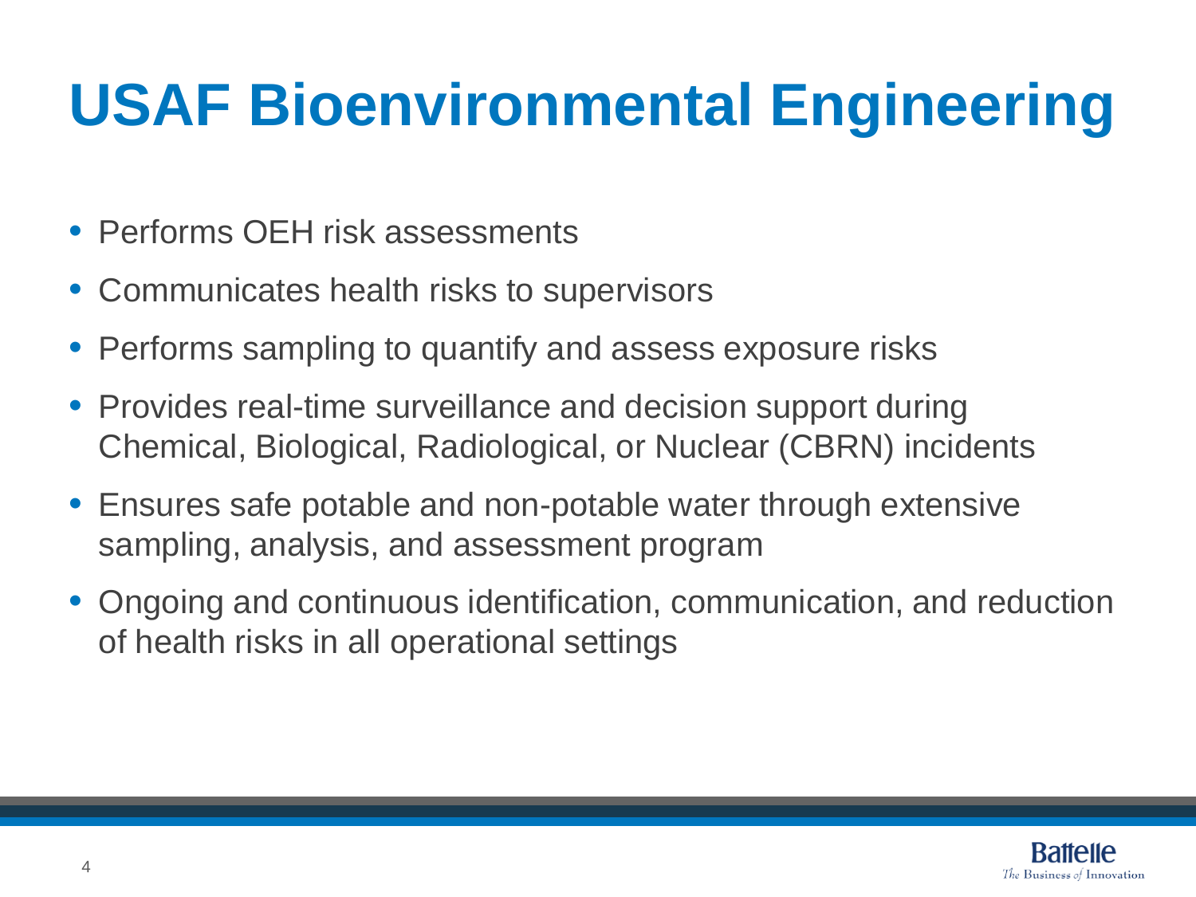# USAF Bioenvironmental Engineering

- Performs OEH risk assessments
- Communicates health risks to supervisors
- Performs sampling to quantify and assess exposure risks
- Provides real-time surveillance and decision support during Chemical, Biological, Radiological, or Nuclear (CBRN) incidents
- Ensures safe potable and non-potable water through extensive sampling, analysis, and assessment program
- Ongoing and continuous identification, communication, and reduction of health risks in all operational settings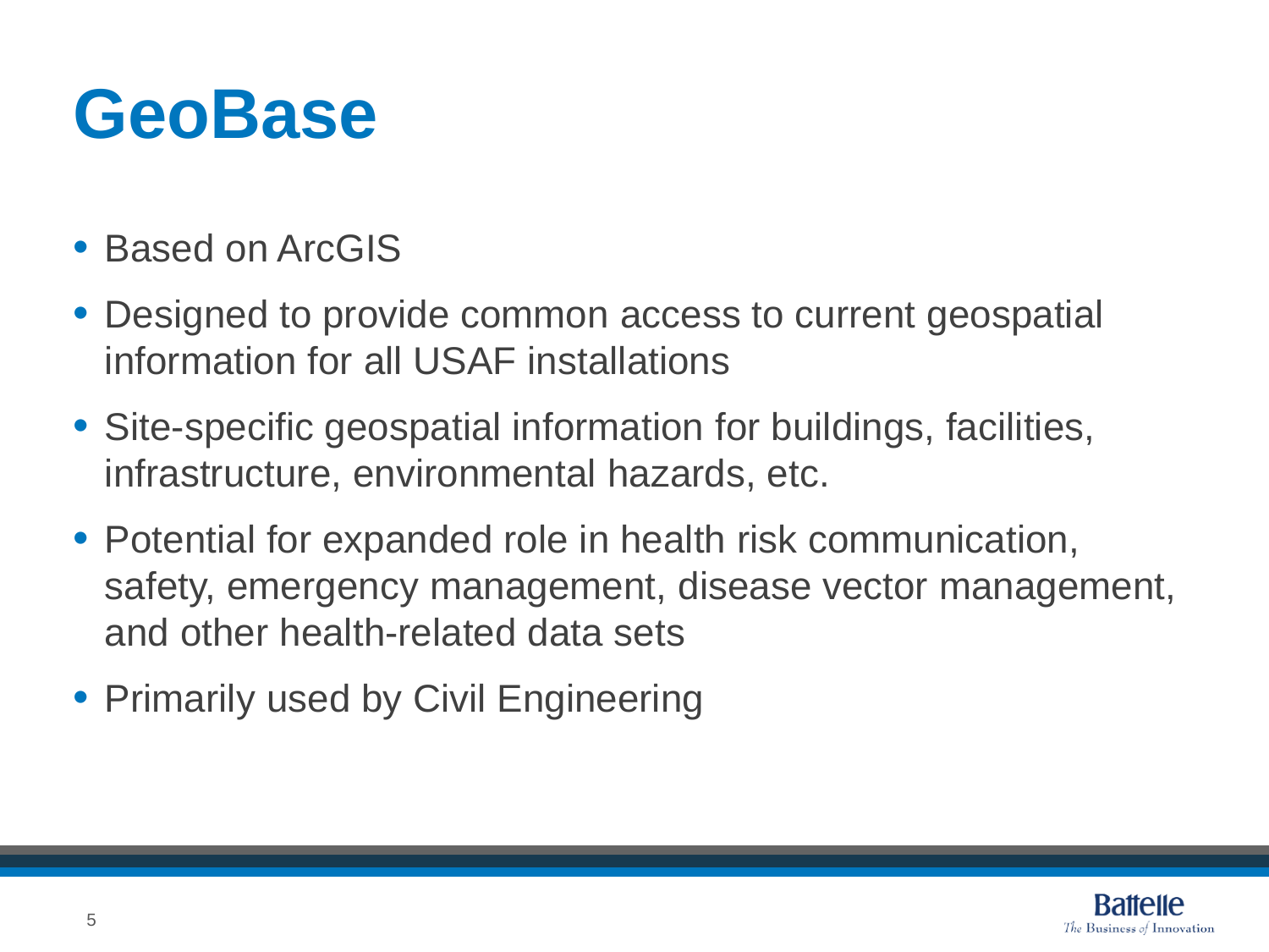# GeoBase

- Based on ArcGIS
- Designed to provide common access to current geospatial information for all USAF installations
- Site-specific geospatial information for buildings, facilities, infrastructure, environmental hazards, etc.
- Potential for expanded role in health risk communication, safety, emergency management, disease vector management, and other health-related data sets
- Primarily used by Civil Engineering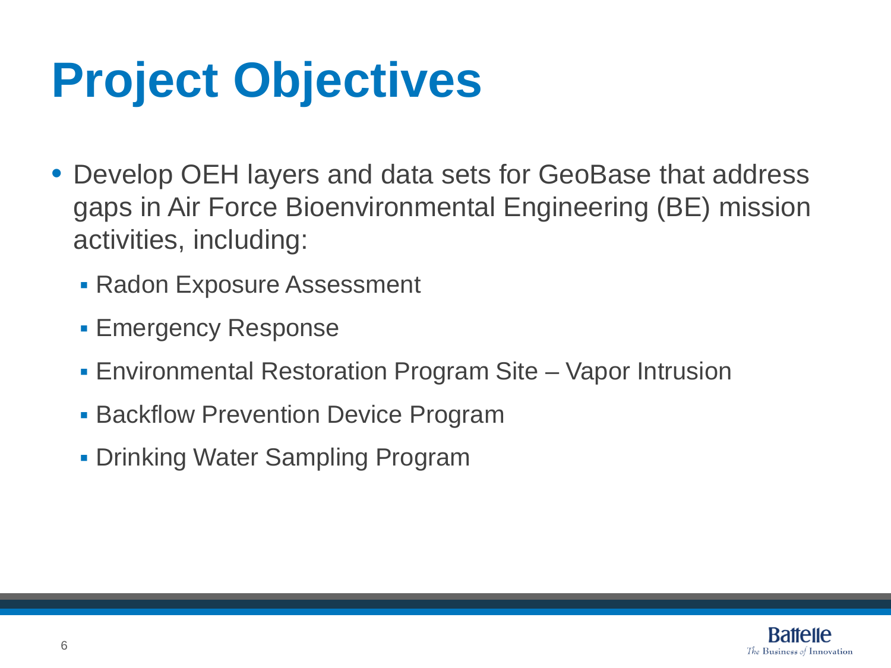# Project Objectives

- Develop OEH layers and data sets for GeoBase that address gaps in Air Force Bioenvironmental Engineering (BE) mission activities, including:
  - Radon Exposure Assessment
  - Emergency Response
  - Environmental Restoration Program Site – Vapor Intrusion
  - Backflow Prevention Device Program
  - Drinking Water Sampling Program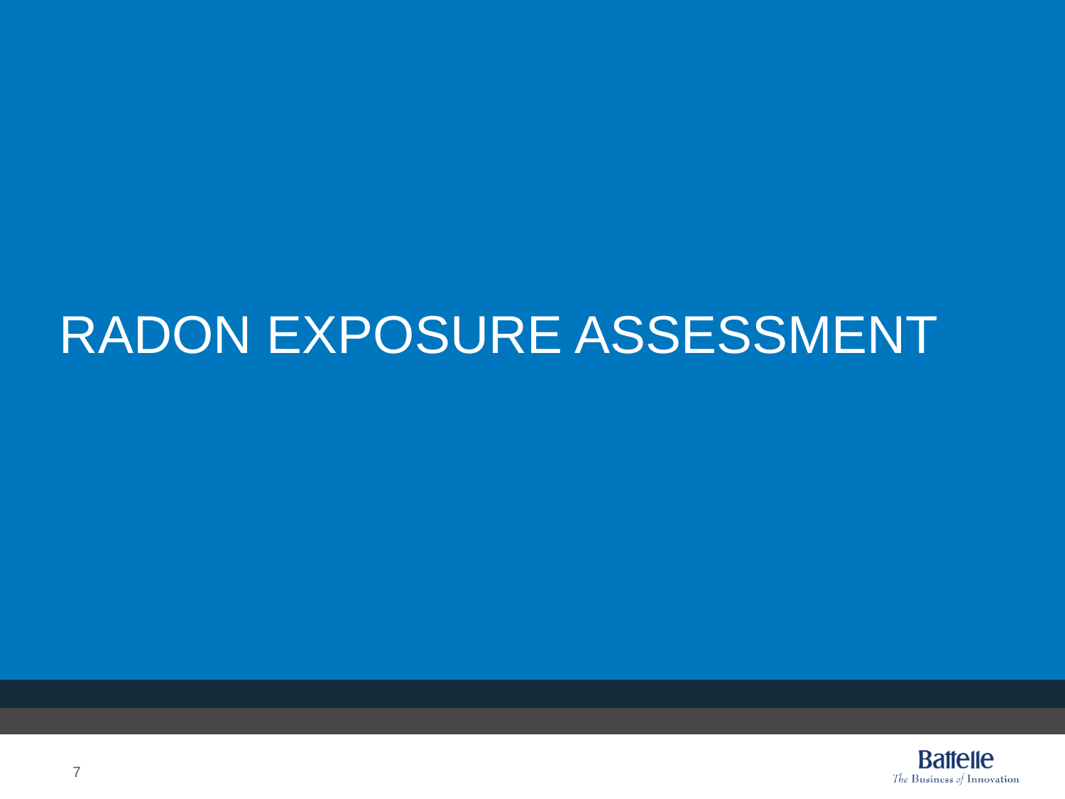# RADON EXPOSURE ASSESSMENT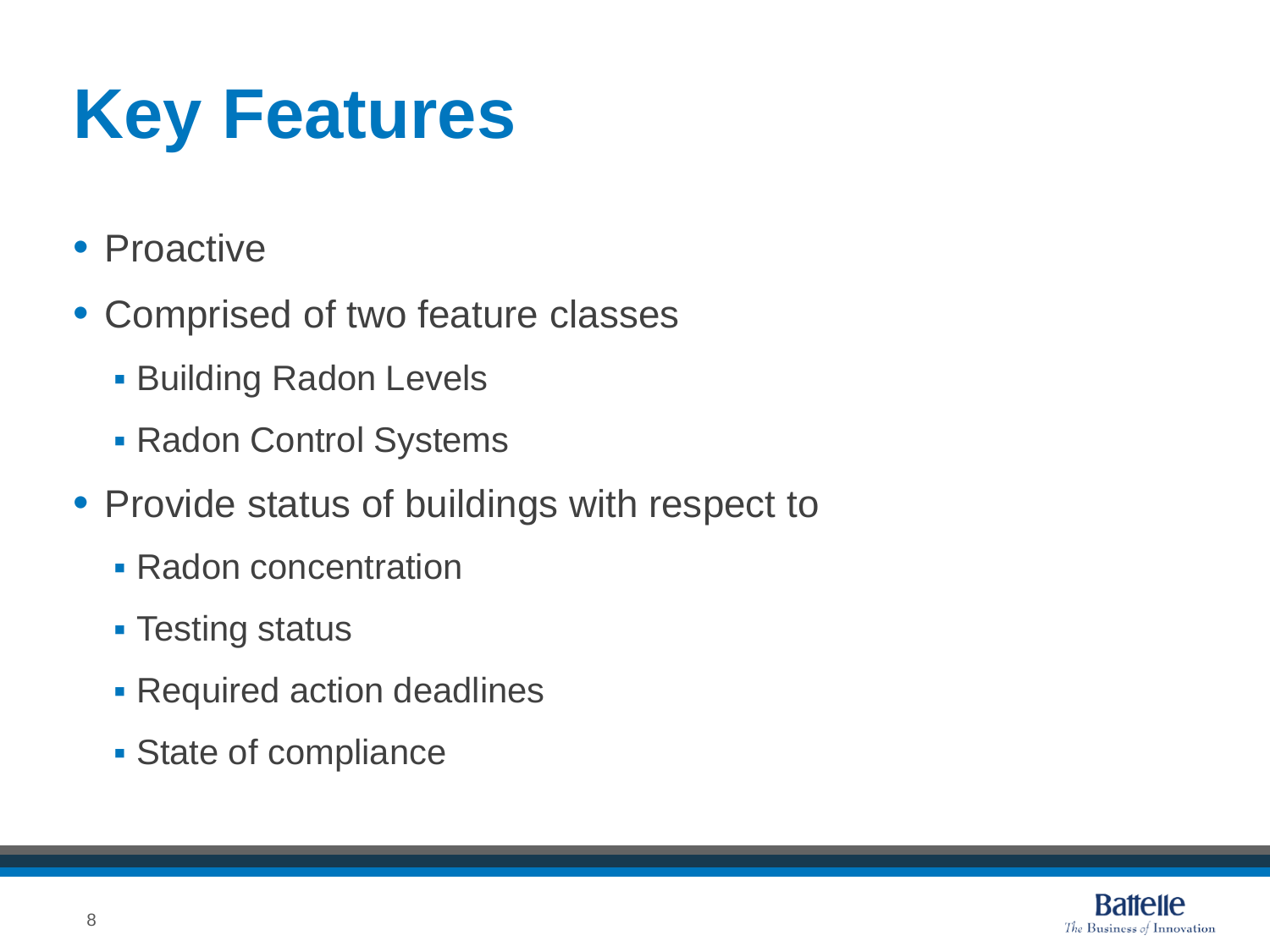# Key Features

- Proactive
- Comprised of two feature classes
  - Building Radon Levels
  - Radon Control Systems
- Provide status of buildings with respect to
  - Radon concentration
  - Testing status
  - Required action deadlines
  - State of compliance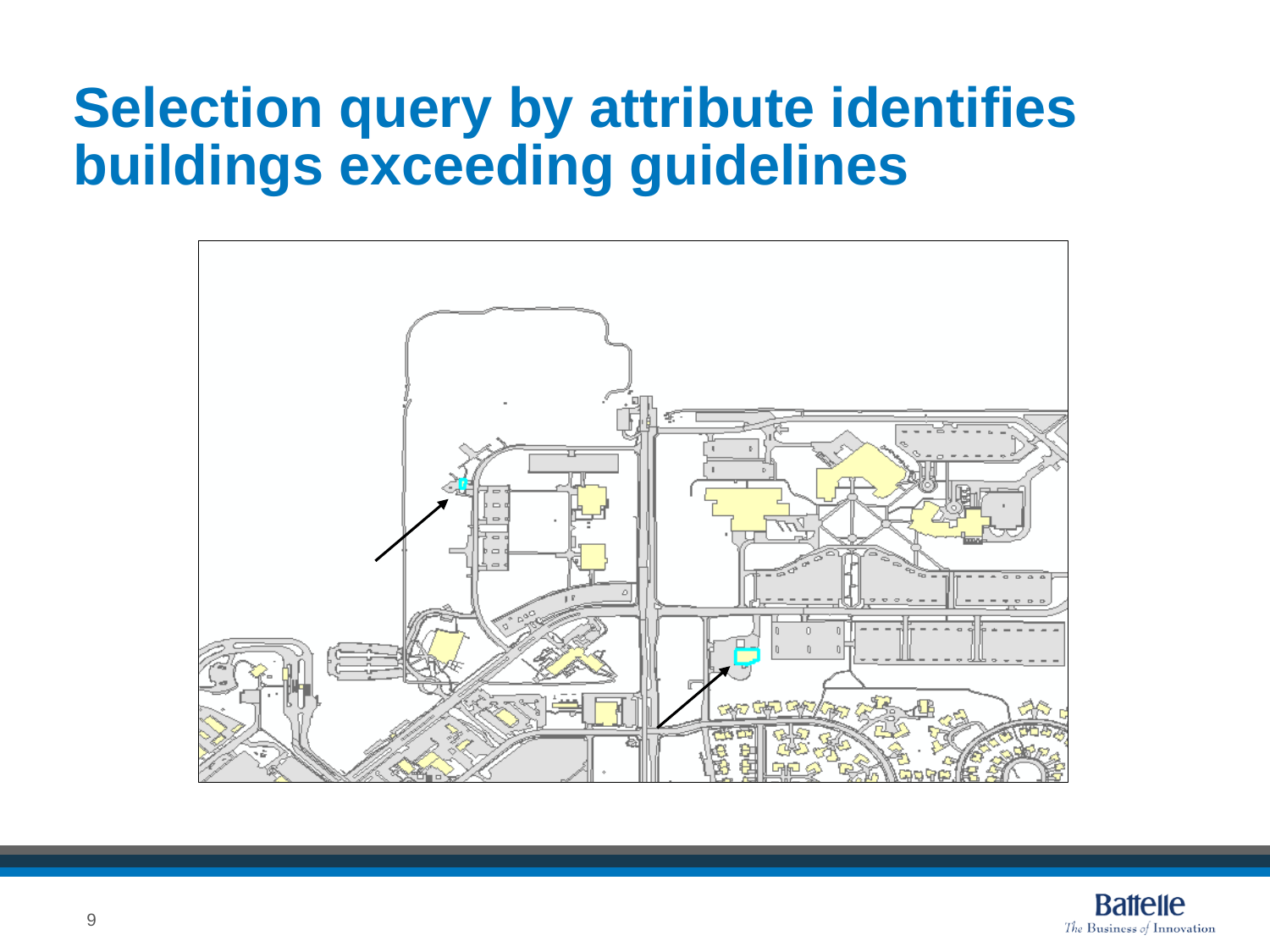# Selection query by attribute identifies buildings exceeding guidelines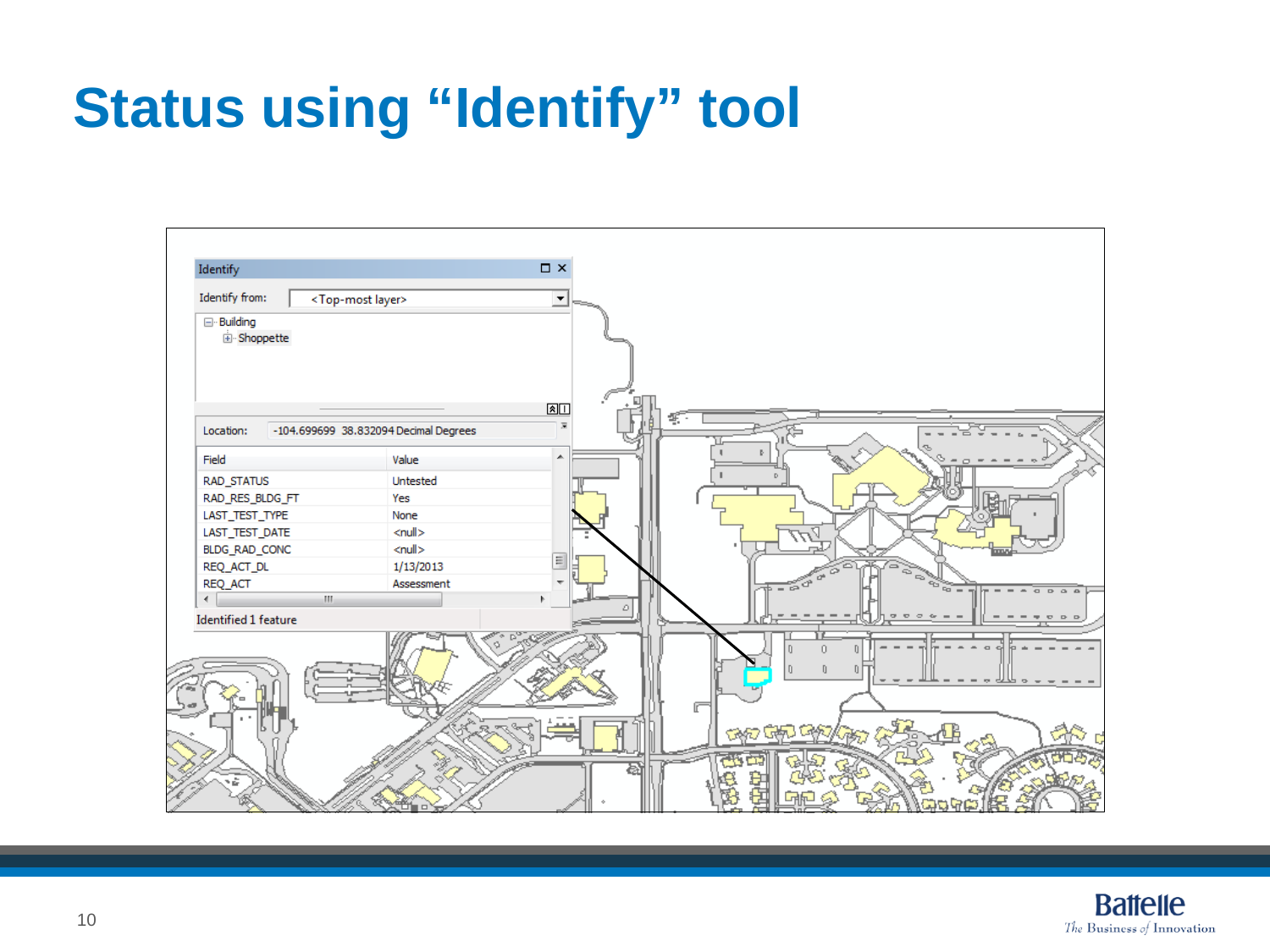# Status using "Identify" tool

Identify

Identify from: <Top-most layer>

- Building
  - Shoppette

Location: -104.699699 38.832094 Decimal Degrees

| Field | Value |
| --- | --- |
| RAD_STATUS | Untested |
| RAD_RES_BLDG_FT | Yes |
| LAST_TEST_TYPE | None |
| LAST_TEST_DATE | <null> |
| BLDG_RAD_CONC | <null> |
| REQ_ACT_DL | 1/13/2013 |
| REQ_ACT | Assessment |

Identified 1 feature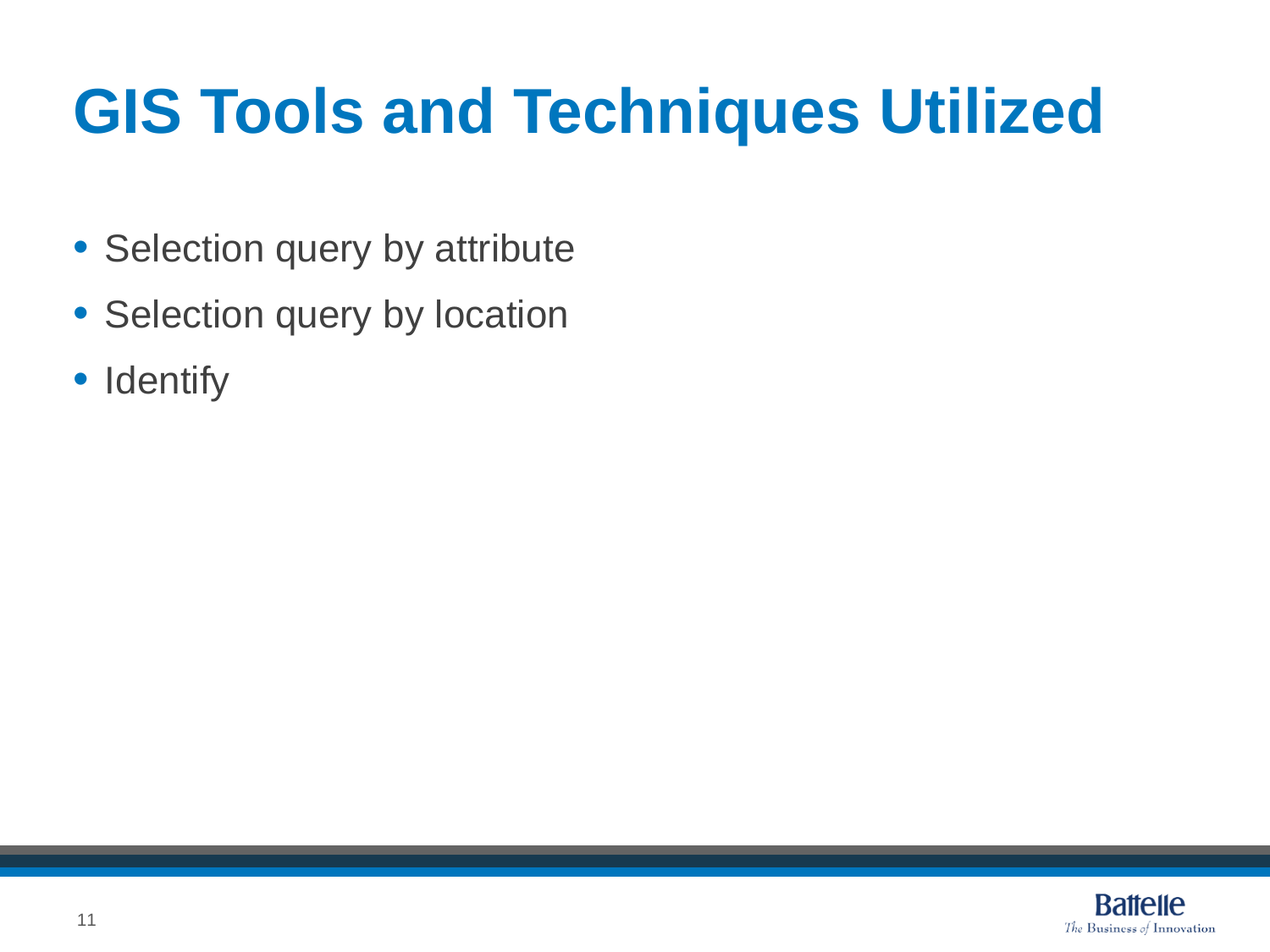# GIS Tools and Techniques Utilized

- Selection query by attribute
- Selection query by location
- Identify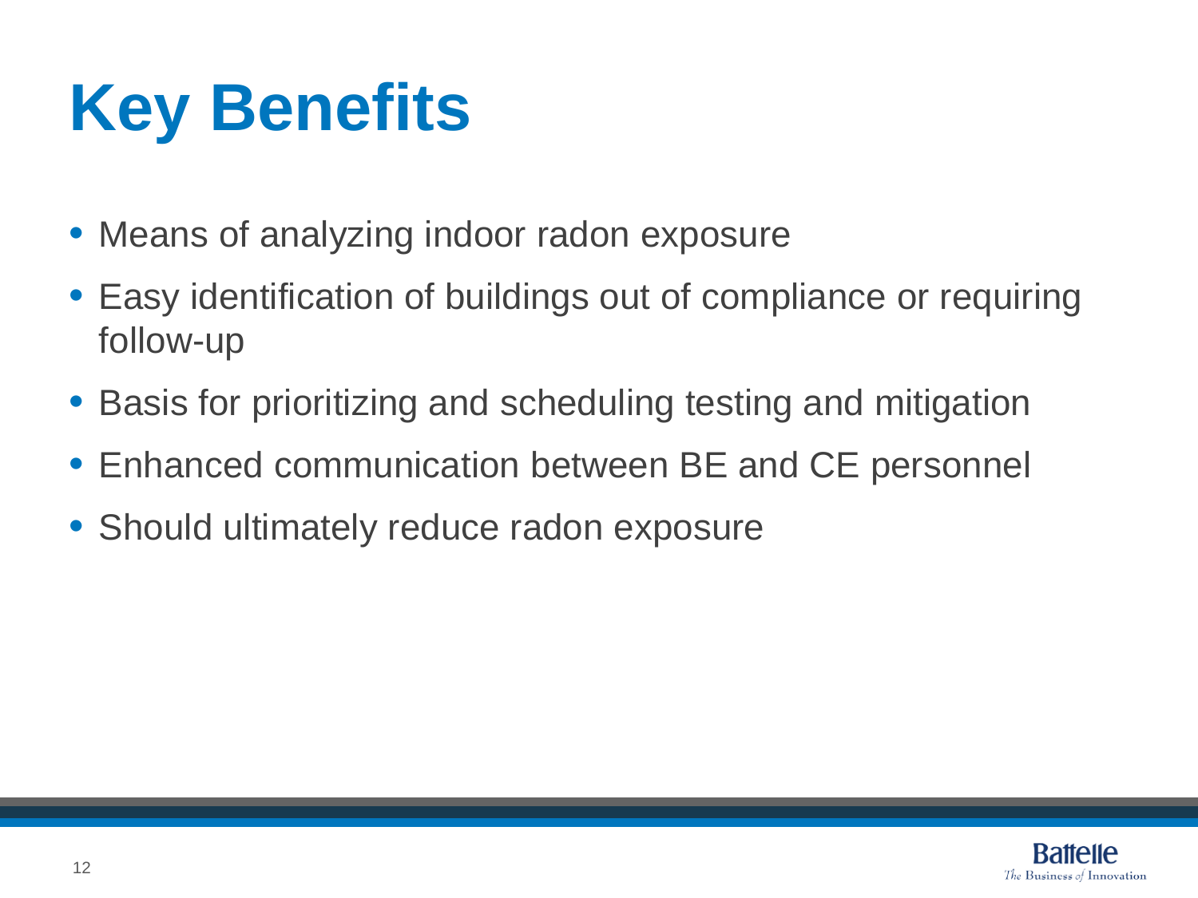# Key Benefits

- Means of analyzing indoor radon exposure
- Easy identification of buildings out of compliance or requiring follow-up
- Basis for prioritizing and scheduling testing and mitigation
- Enhanced communication between BE and CE personnel
- Should ultimately reduce radon exposure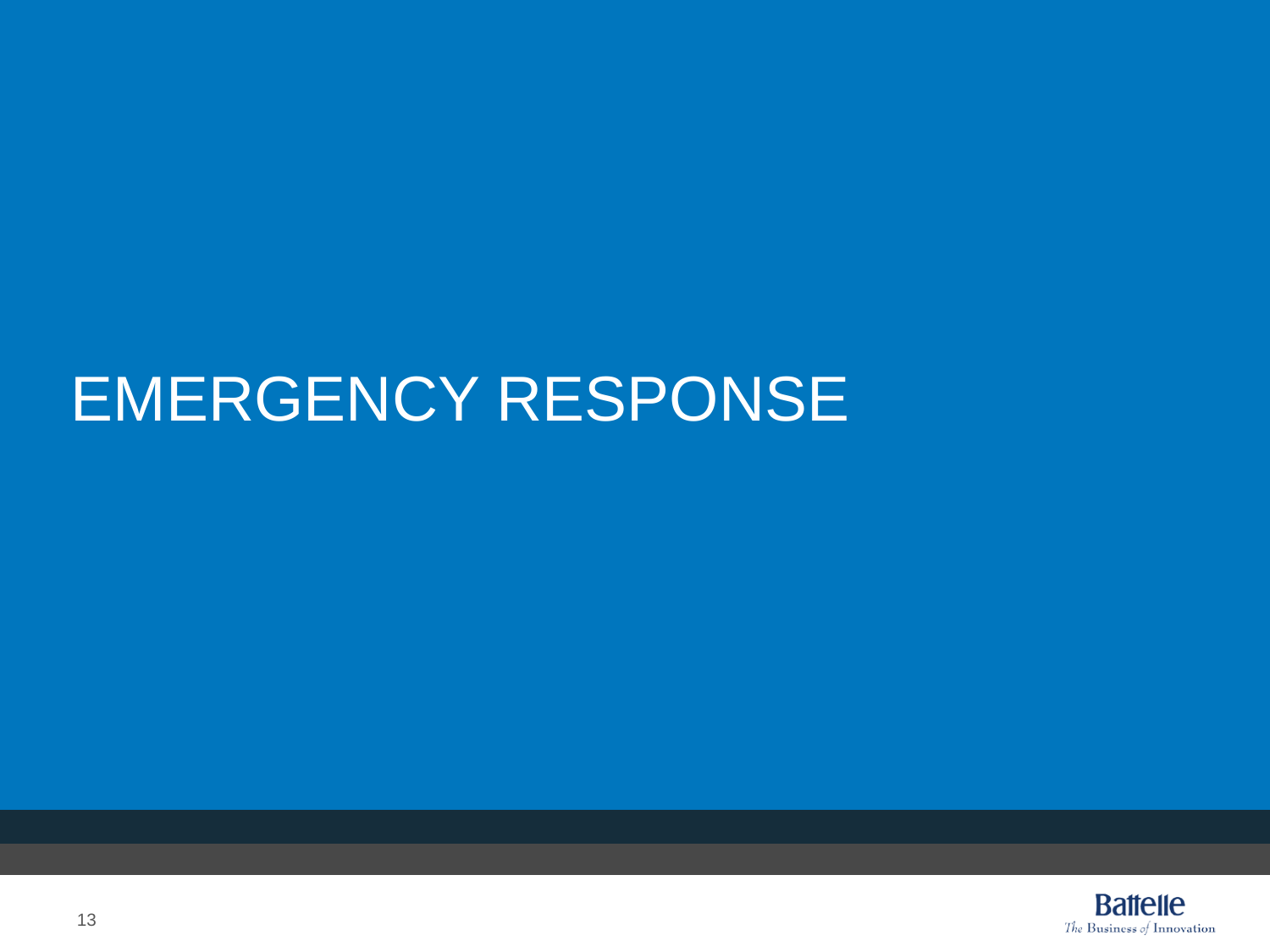# EMERGENCY RESPONSE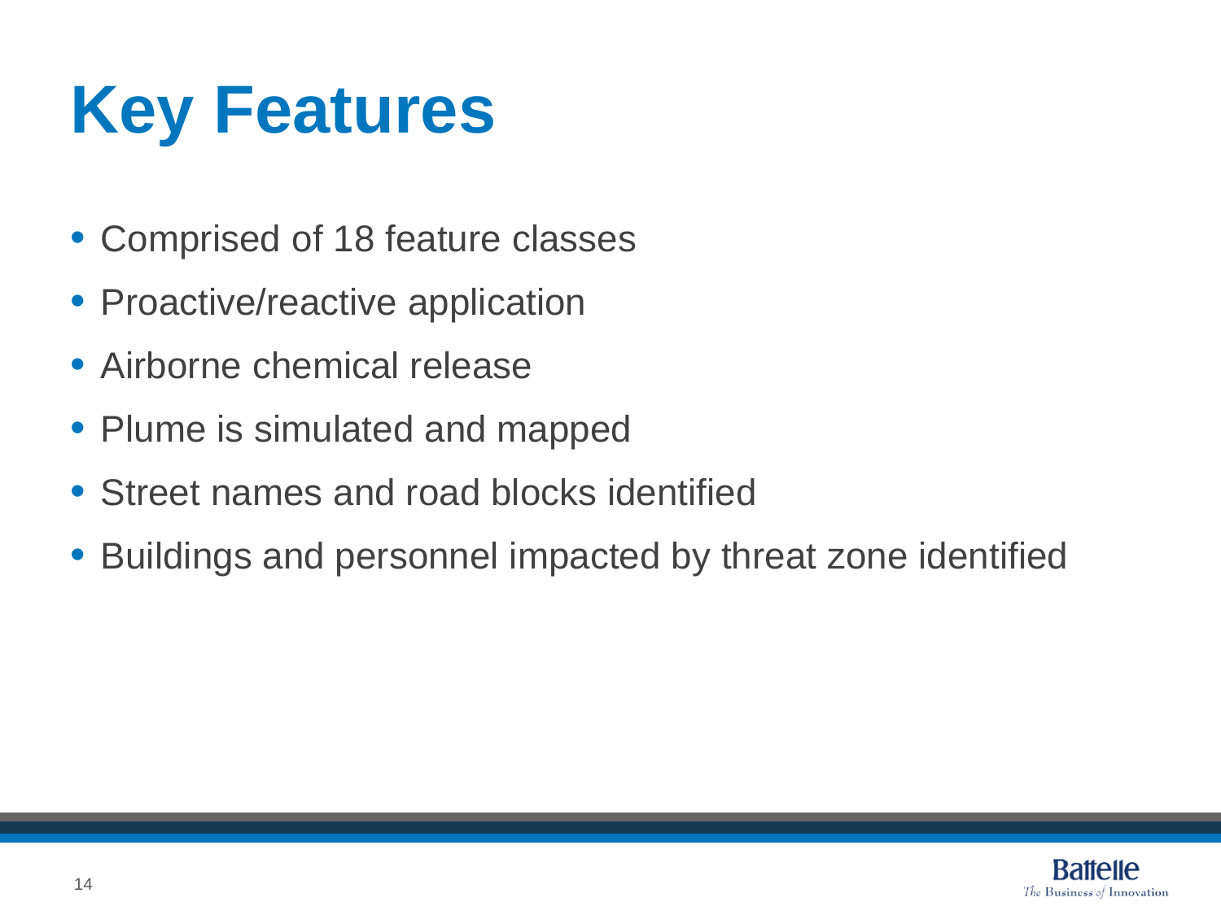# Key Features

- Comprised of 18 feature classes
- Proactive/reactive application
- Airborne chemical release
- Plume is simulated and mapped
- Street names and road blocks identified
- Buildings and personnel impacted by threat zone identified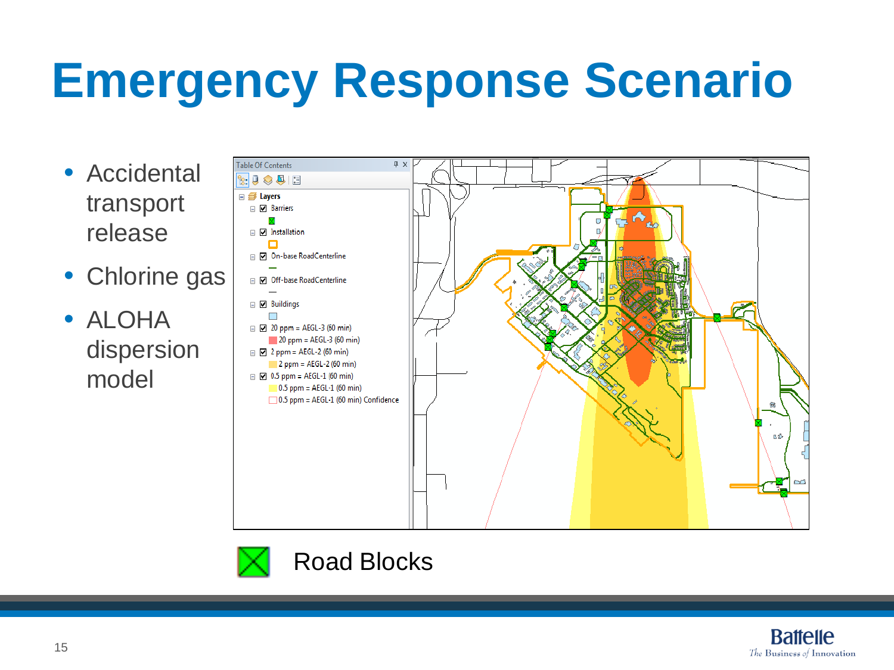# Emergency Response Scenario

- Accidental transport release
- Chlorine gas
- ALOHA dispersion model

Table Of Contents

- Layers
  - Barriers
  - Installation
  - On-base RoadCenterline
  - Off-base RoadCenterline
  - Buildings
  - 20 ppm = AEGL-3 (60 min)
    - 20 ppm = AEGL-3 (60 min)
  - 2 ppm = AEGL-2 (60 min)
    - 2 ppm = AEGL-2 (60 min)
  - 0.5 ppm = AEGL-1 (60 min)
    - 0.5 ppm = AEGL-1 (60 min)
    - 0.5 ppm = AEGL-1 (60 min) Confidence

Road Blocks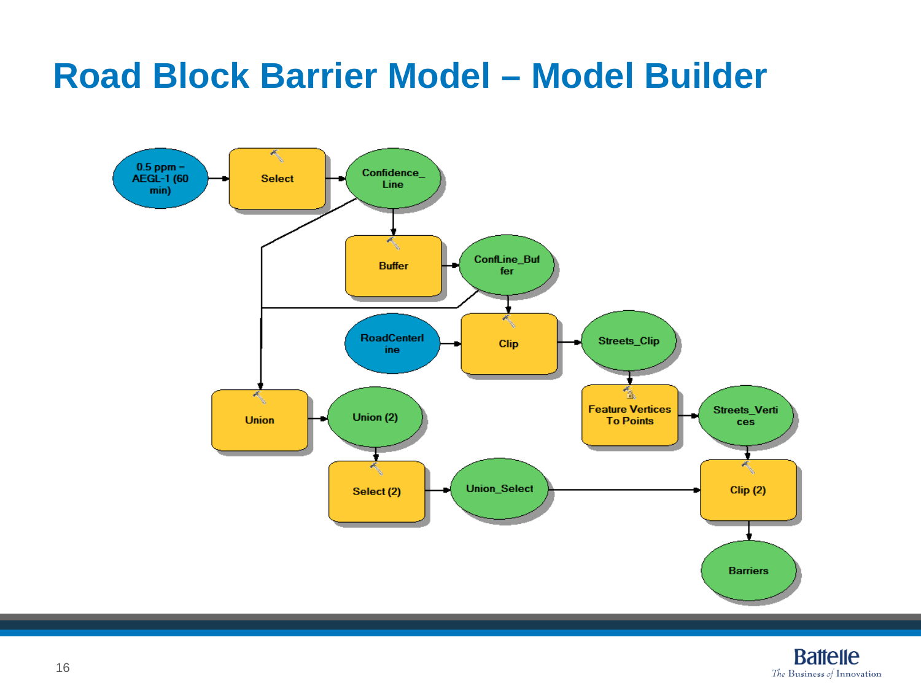# Road Block Barrier Model – Model Builder

0.5 ppm = AEGL-1 (60 min)

Select

Confidence_Line

Buffer

ConfLine_Buffer

RoadCenterline

Clip

Streets_Clip

Union

Union (2)

Feature Vertices To Points

Streets_Vertices

Select (2)

Union_Select

Clip (2)

Barriers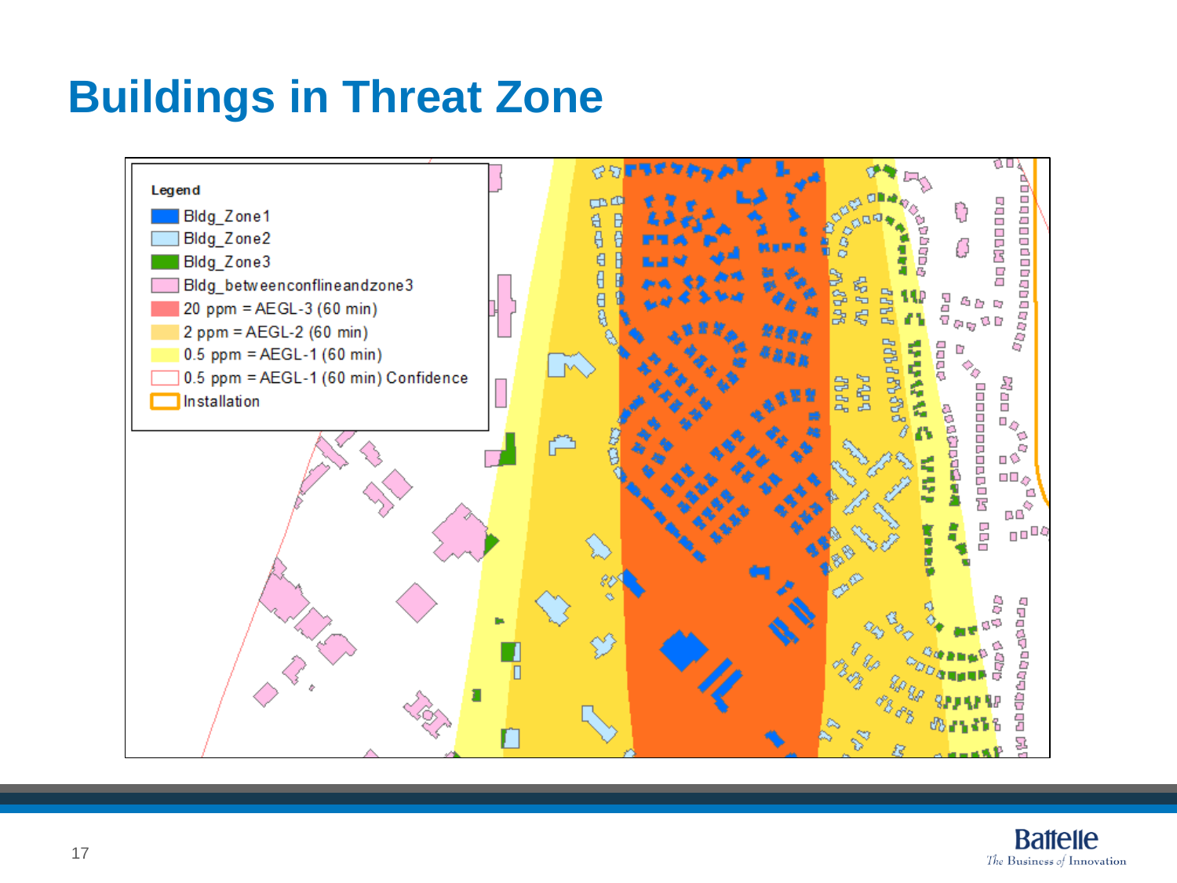# Buildings in Threat Zone

Legend

- Bldg_Zone1
- Bldg_Zone2
- Bldg_Zone3
- Bldg_betweenconflineandzone3
- 20 ppm = AEGL-3 (60 min)
- 2 ppm = AEGL-2 (60 min)
- 0.5 ppm = AEGL-1 (60 min)
- 0.5 ppm = AEGL-1 (60 min) Confidence
- Installation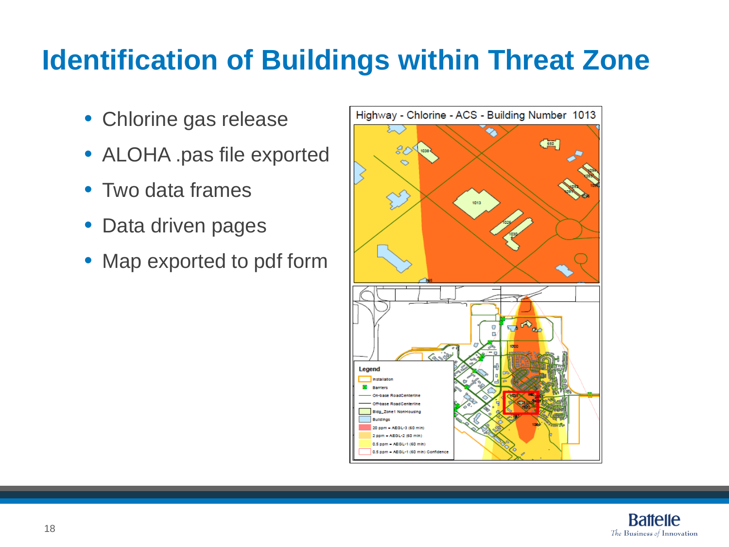# Identification of Buildings within Threat Zone

- Chlorine gas release
- ALOHA .pas file exported
- Two data frames
- Data driven pages
- Map exported to pdf form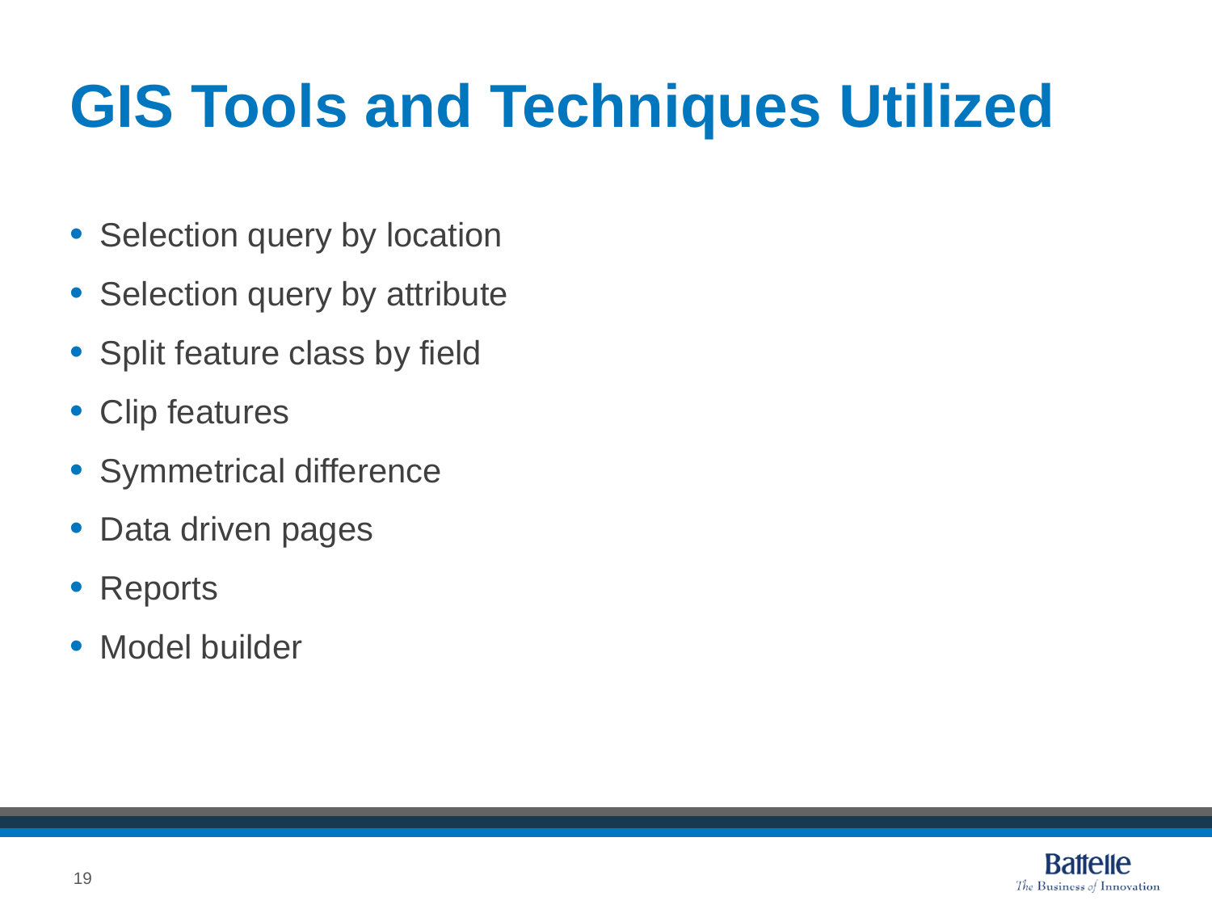# GIS Tools and Techniques Utilized

- Selection query by location
- Selection query by attribute
- Split feature class by field
- Clip features
- Symmetrical difference
- Data driven pages
- Reports
- Model builder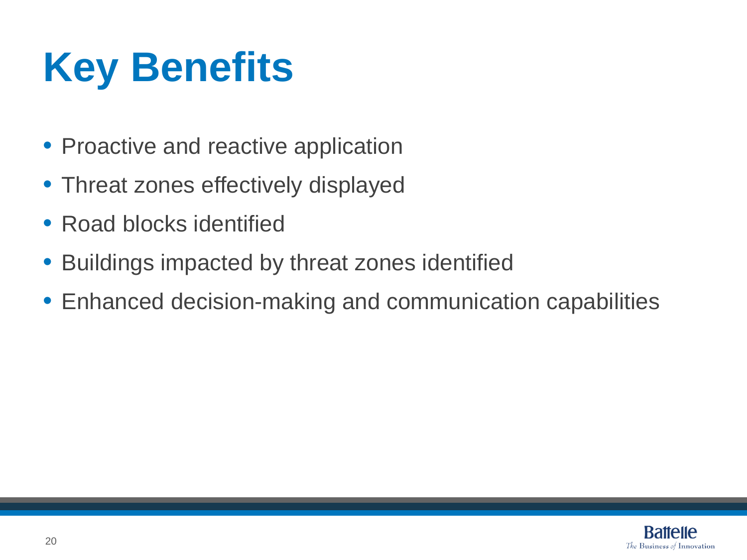# Key Benefits

- Proactive and reactive application
- Threat zones effectively displayed
- Road blocks identified
- Buildings impacted by threat zones identified
- Enhanced decision-making and communication capabilities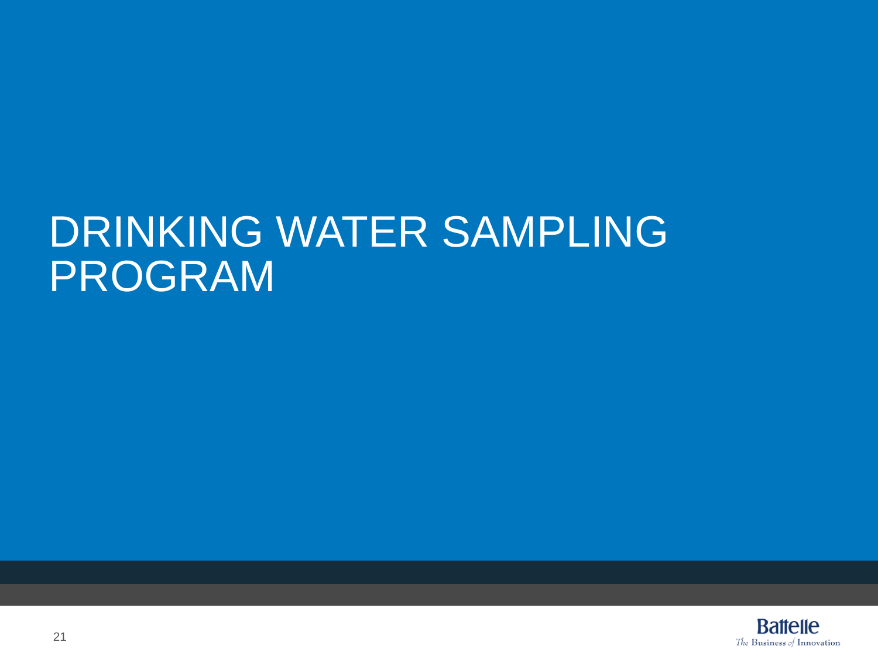# DRINKING WATER SAMPLING PROGRAM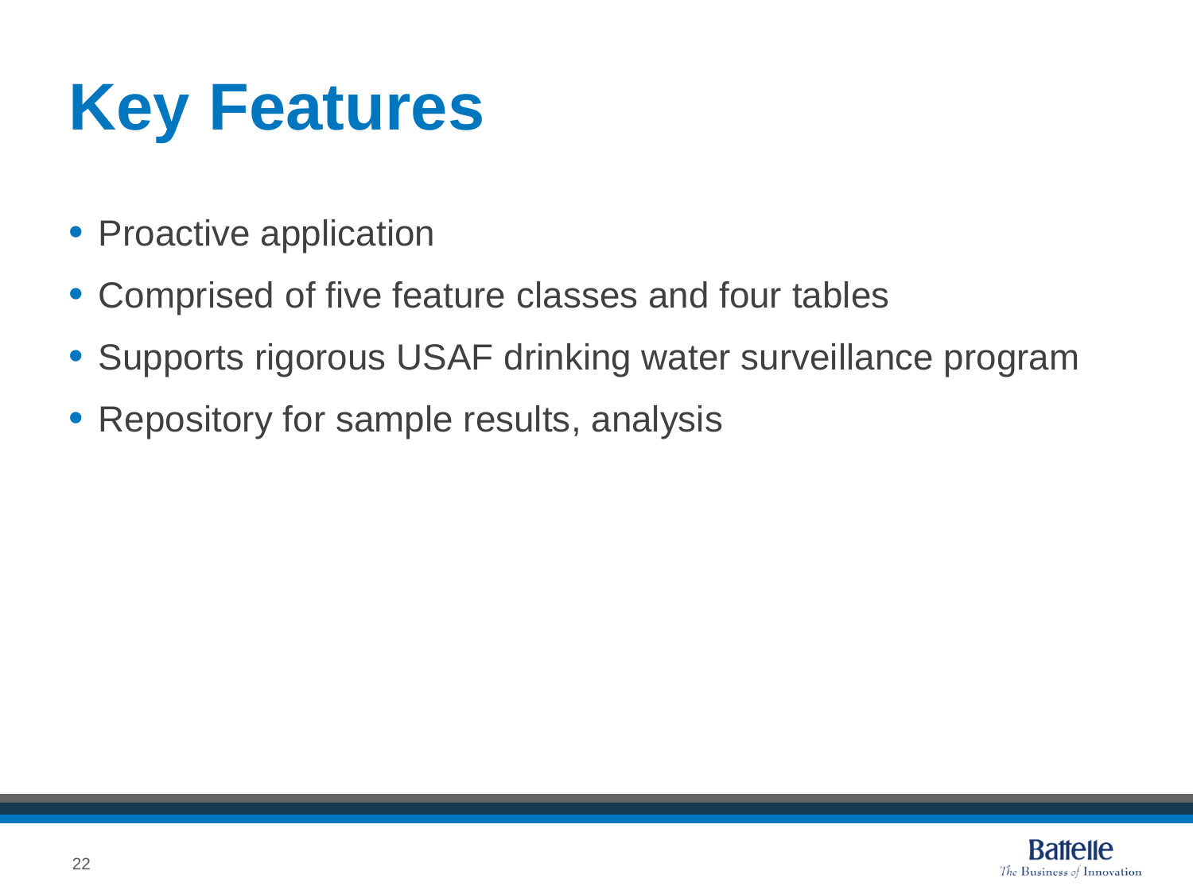# Key Features

- Proactive application
- Comprised of five feature classes and four tables
- Supports rigorous USAF drinking water surveillance program
- Repository for sample results, analysis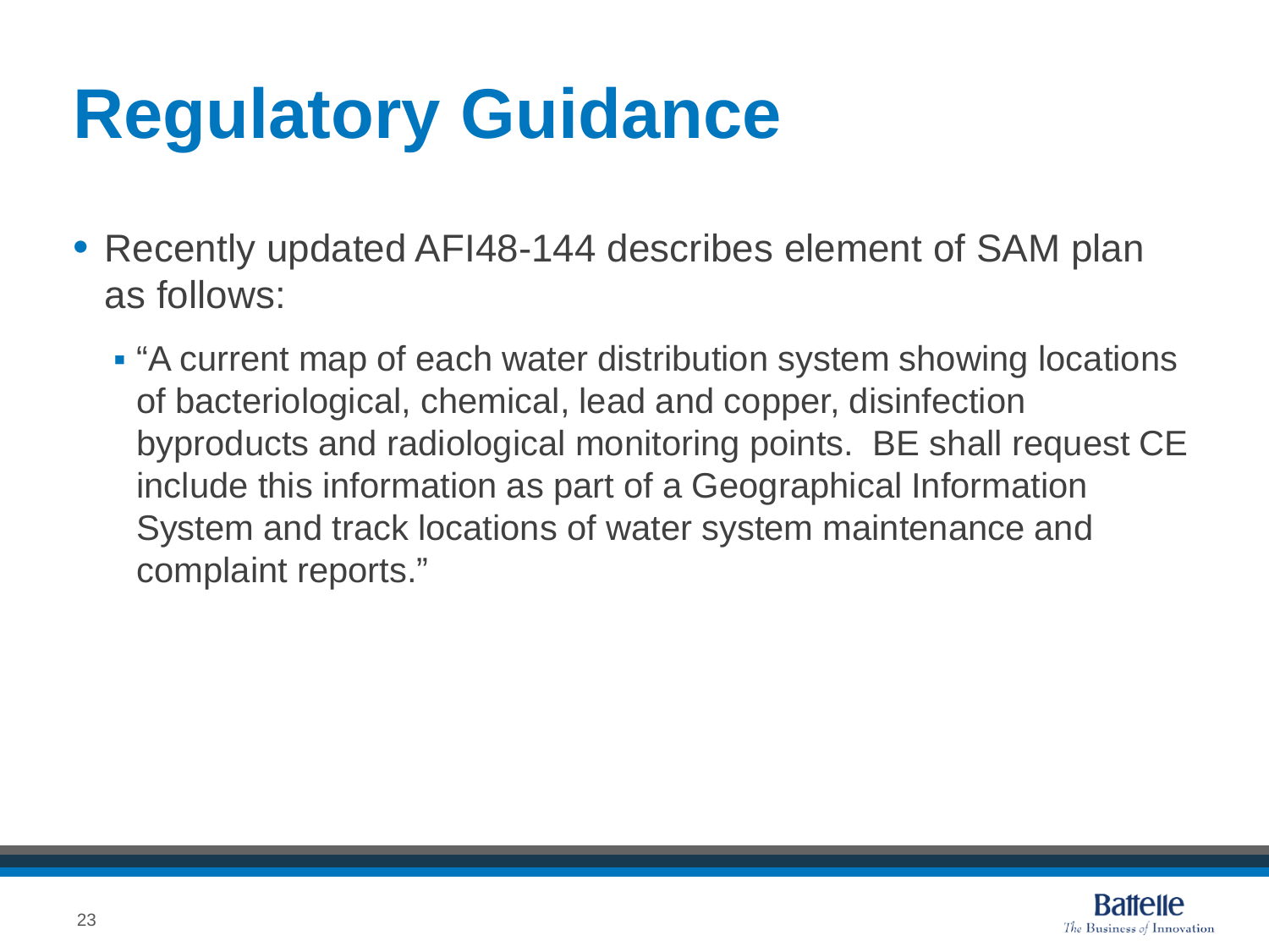# Regulatory Guidance

- Recently updated AFI48-144 describes element of SAM plan as follows:
  - "A current map of each water distribution system showing locations of bacteriological, chemical, lead and copper, disinfection byproducts and radiological monitoring points. BE shall request CE include this information as part of a Geographical Information System and track locations of water system maintenance and complaint reports."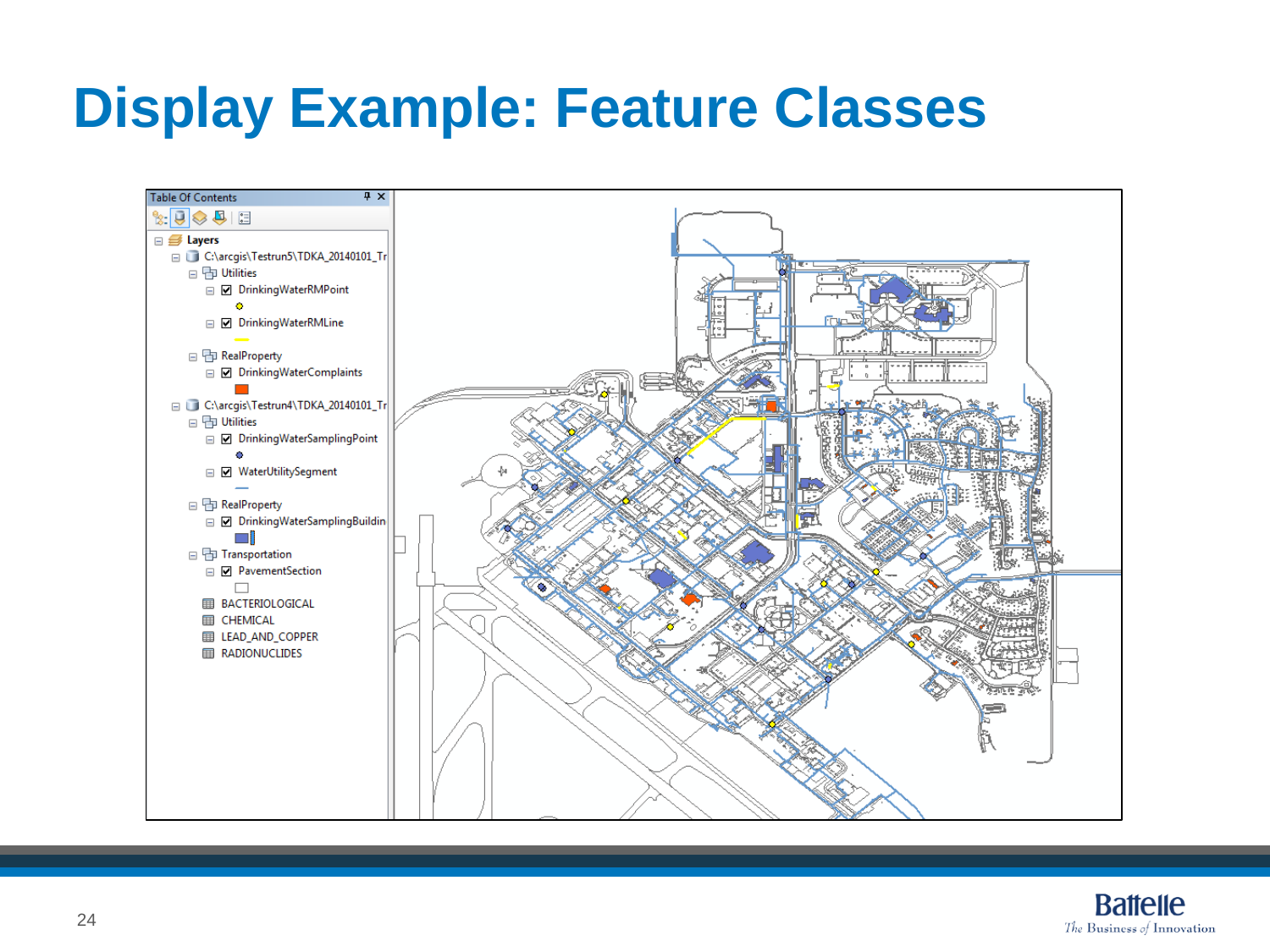# Display Example: Feature Classes

Table Of Contents

- Layers
  - C:\arcgis\Testrun5\TDKA_20140101_Tr
    - Utilities
      - DrinkingWaterRMPoint
      - DrinkingWaterRMLine
    - RealProperty
      - DrinkingWaterComplaints
  - C:\arcgis\Testrun4\TDKA_20140101_Tr
    - Utilities
      - DrinkingWaterSamplingPoint
      - WaterUtilitySegment
    - RealProperty
      - DrinkingWaterSamplingBuildin
    - Transportation
      - PavementSection
    - BACTERIOLOGICAL
    - CHEMICAL
    - LEAD_AND_COPPER
    - RADIONUCLIDES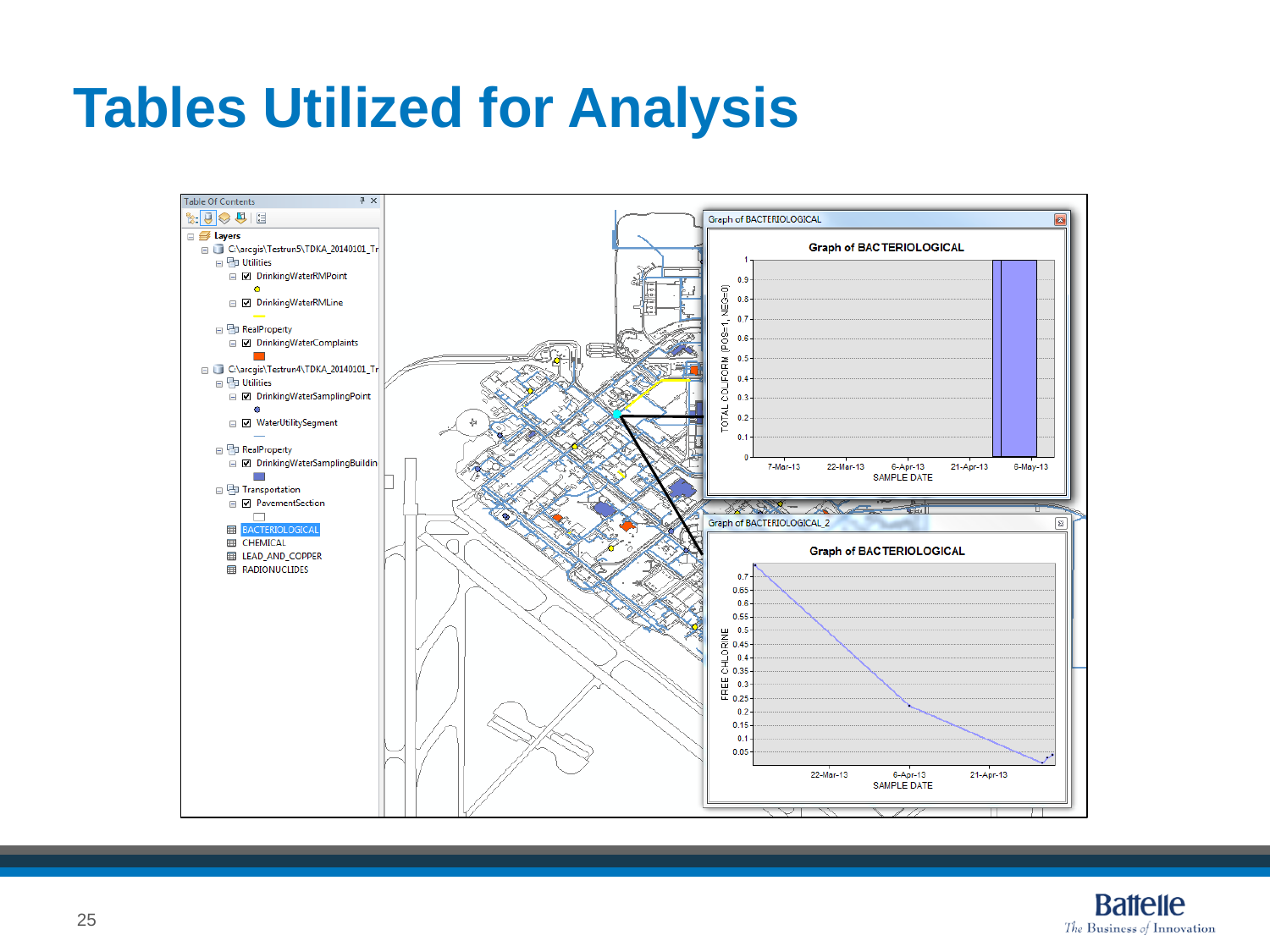# Tables Utilized for Analysis

Table Of Contents

- Layers
  - C:\arcgis\Testrun5\TDKA_20140101_Tr
    - Utilities
      - DrinkingWaterRMPoint
      - DrinkingWaterRMLine
    - RealProperty
      - DrinkingWaterComplaints
  - C:\arcgis\Testrun4\TDKA_20140101_Tr
    - Utilities
      - DrinkingWaterSamplingPoint
      - WaterUtilitySegment
    - RealProperty
      - DrinkingWaterSamplingBuildin
    - Transportation
      - PavementSection
  - BACTERIOLOGICAL
  - CHEMICAL
  - LEAD_AND_COPPER
  - RADIONUCLIDES

Graph of BACTERIOLOGICAL

Graph of BACTERIOLOGICAL_2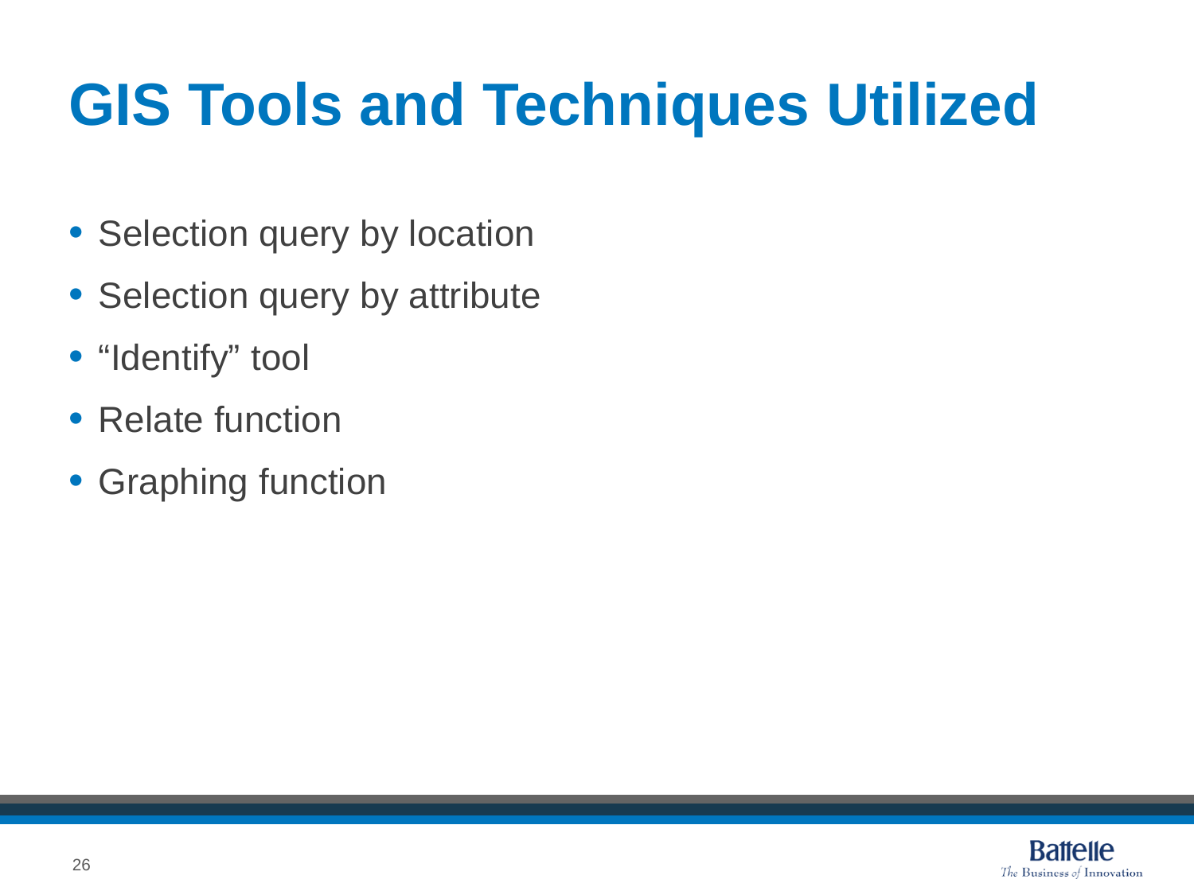# GIS Tools and Techniques Utilized

- Selection query by location
- Selection query by attribute
- “Identify” tool
- Relate function
- Graphing function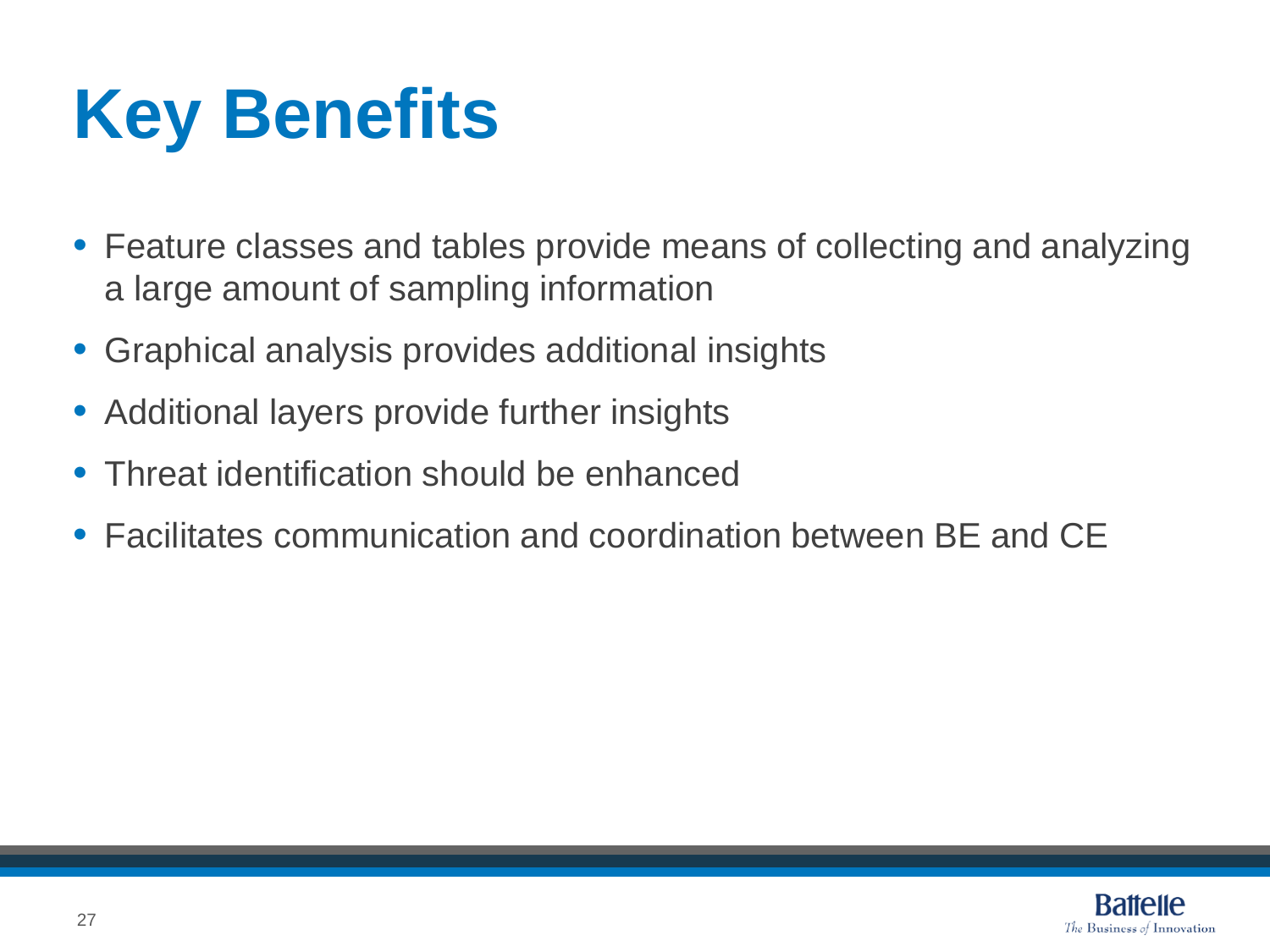# Key Benefits

- Feature classes and tables provide means of collecting and analyzing a large amount of sampling information
- Graphical analysis provides additional insights
- Additional layers provide further insights
- Threat identification should be enhanced
- Facilitates communication and coordination between BE and CE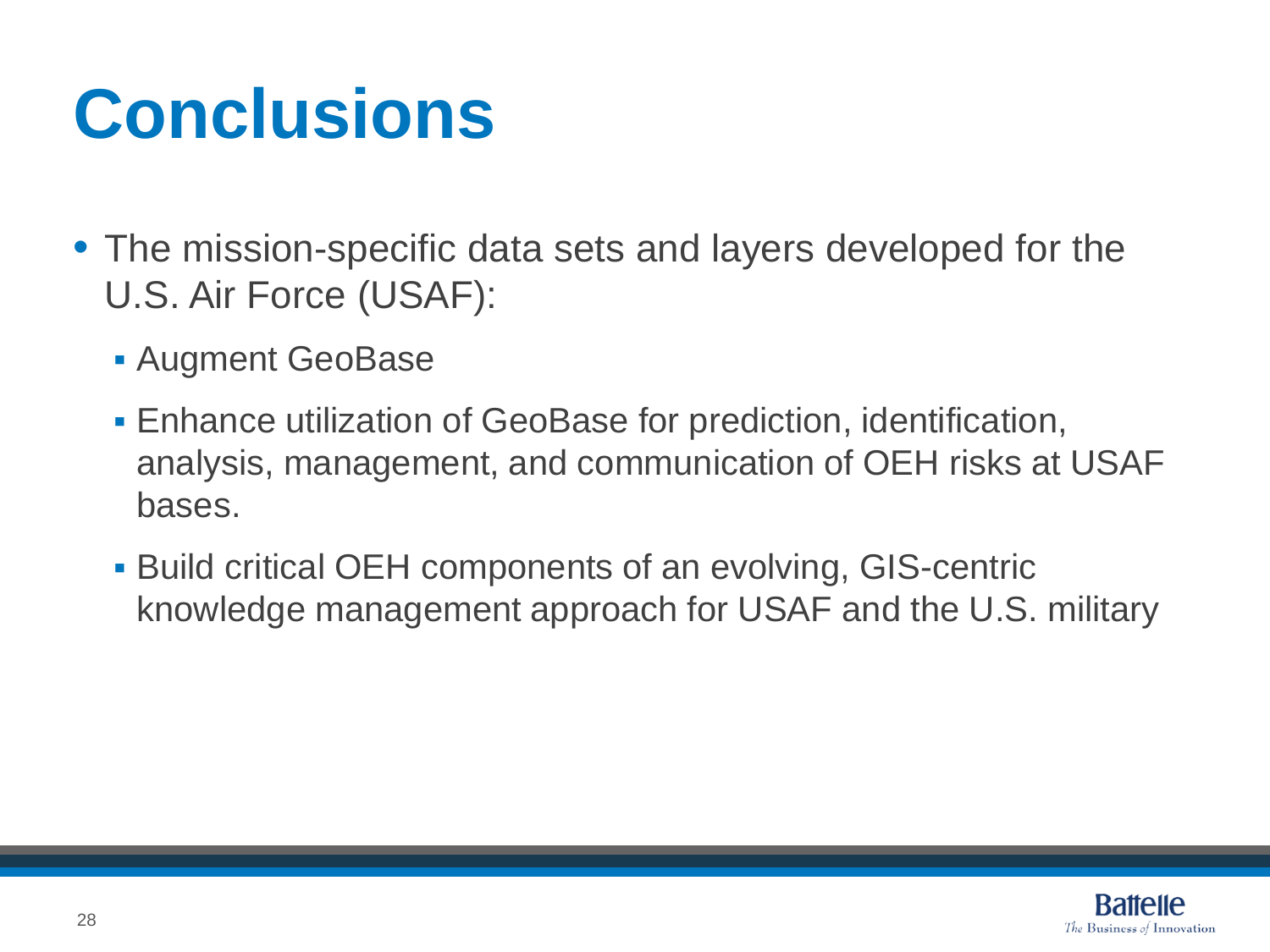# Conclusions

- The mission-specific data sets and layers developed for the U.S. Air Force (USAF):
  - Augment GeoBase
  - Enhance utilization of GeoBase for prediction, identification, analysis, management, and communication of OEH risks at USAF bases.
  - Build critical OEH components of an evolving, GIS-centric knowledge management approach for USAF and the U.S. military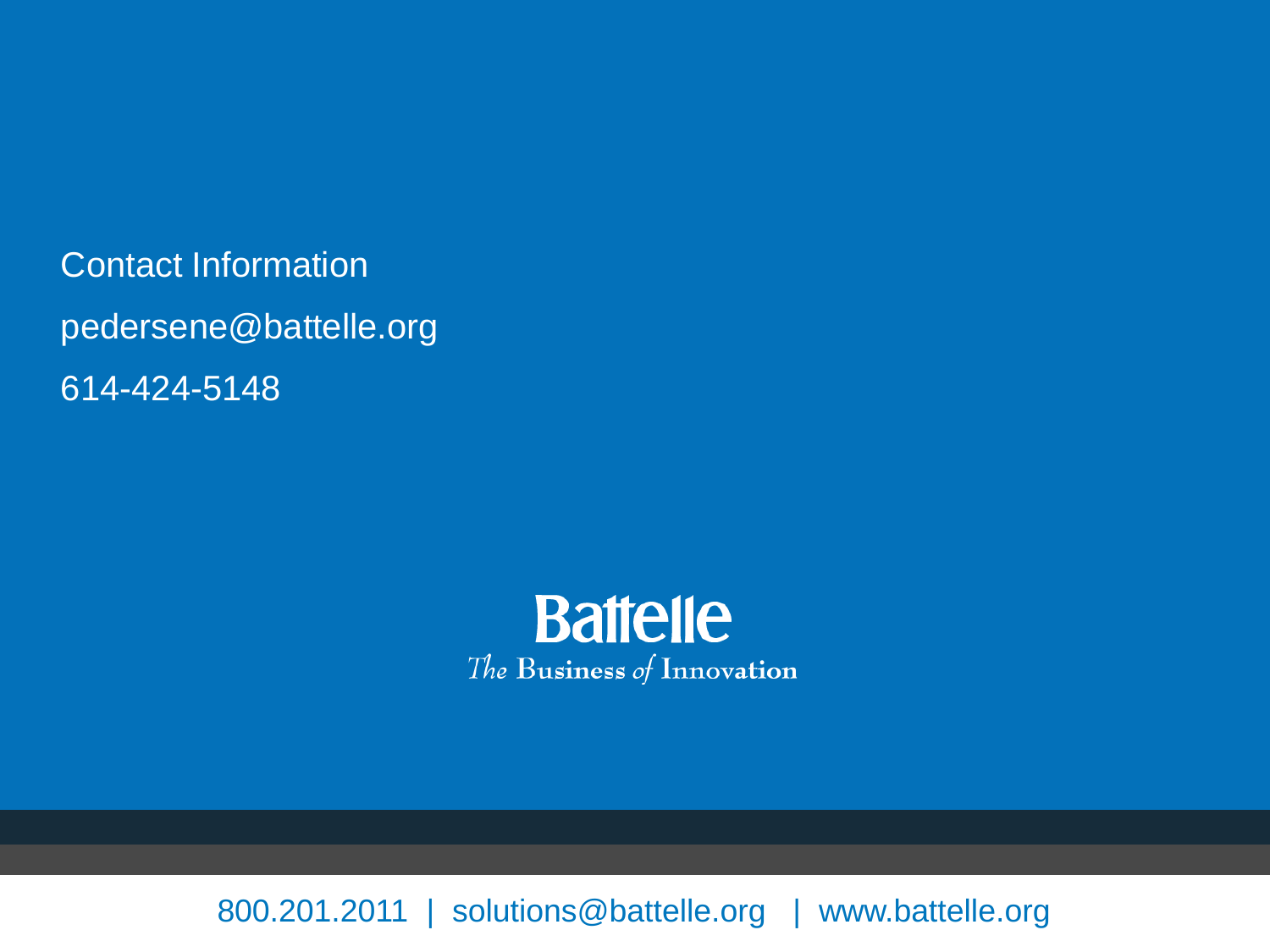Contact Information

pedersene@battelle.org

614-424-5148

Battelle

*The* Business *of* Innovation

800.201.2011 | solutions@battelle.org | www.battelle.org